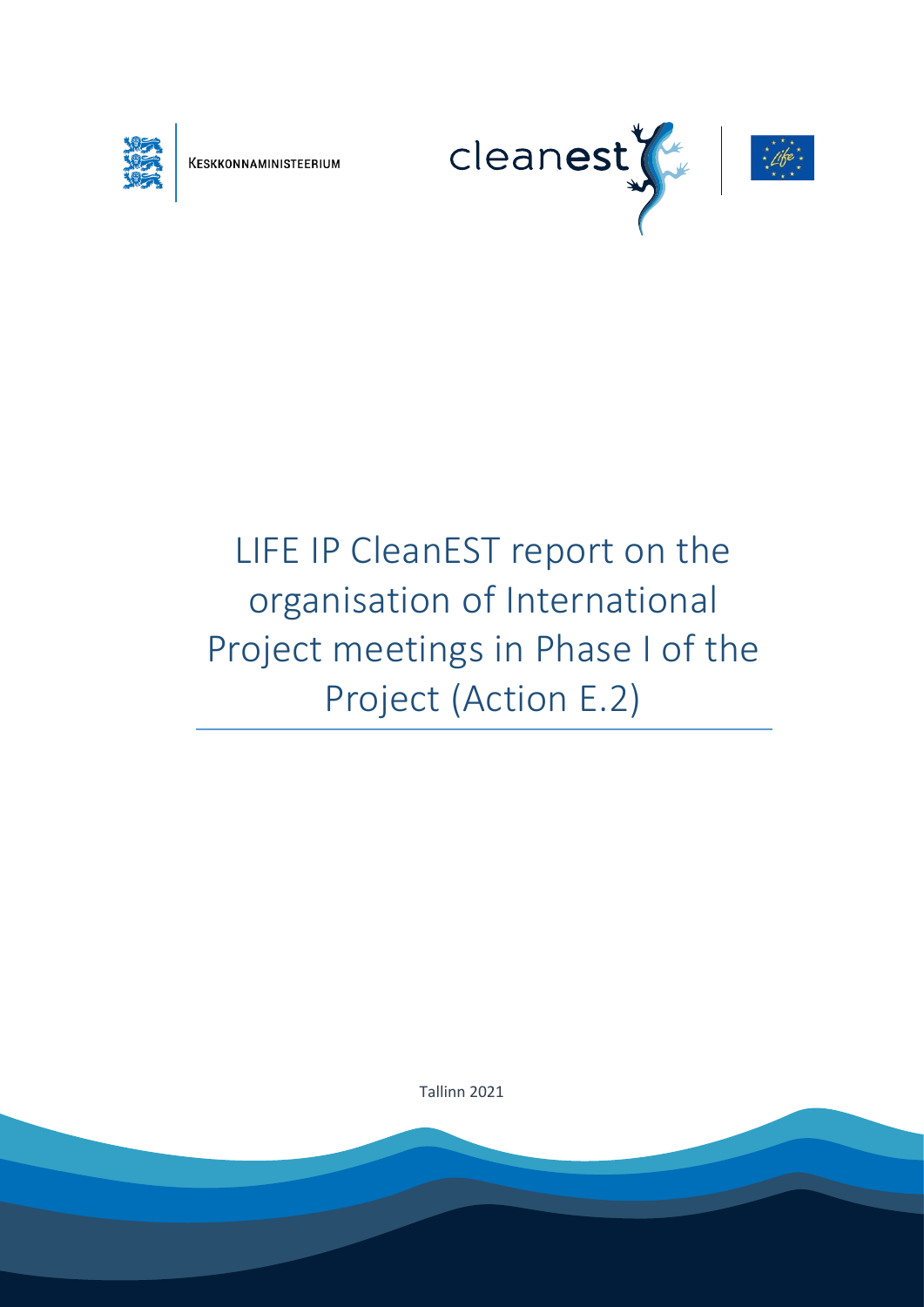KESKKONNAMINISTEERIUM

cleanest

# LIFE IP CleanEST report on the organisation of International Project meetings in Phase I of the Project (Action E.2)

Tallinn 2021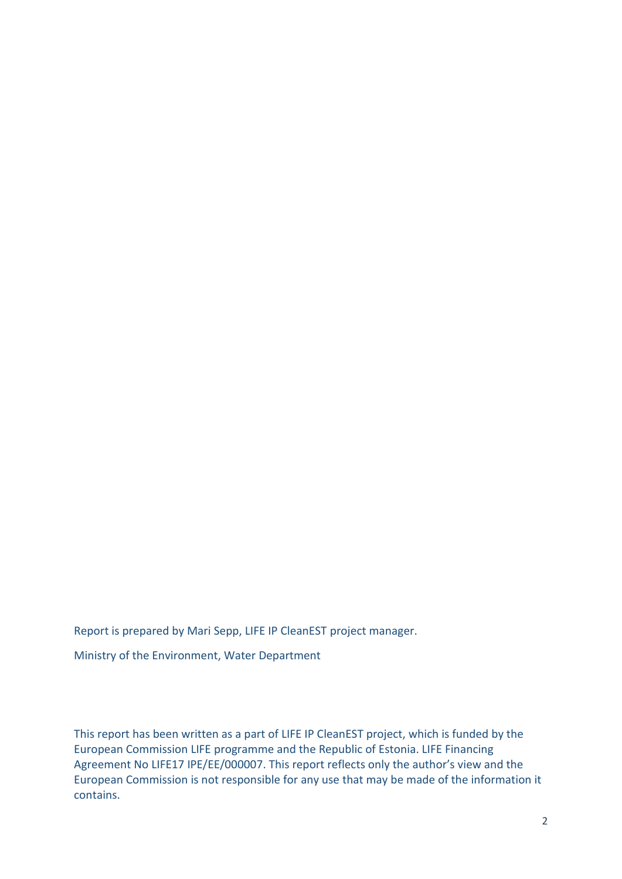Report is prepared by Mari Sepp, LIFE IP CleanEST project manager.

Ministry of the Environment, Water Department

This report has been written as a part of LIFE IP CleanEST project, which is funded by the European Commission LIFE programme and the Republic of Estonia. LIFE Financing Agreement No LIFE17 IPE/EE/000007. This report reflects only the author's view and the European Commission is not responsible for any use that may be made of the information it contains.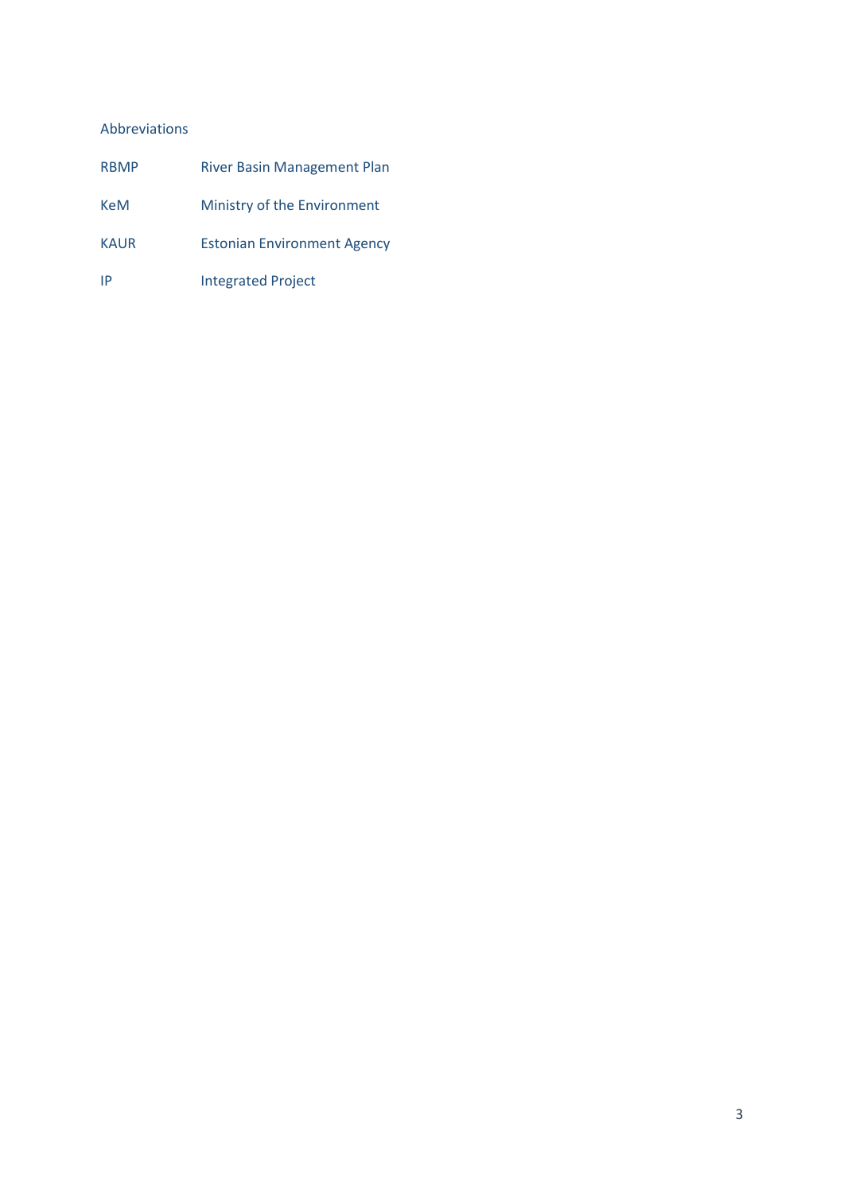Abbreviations

| | |
|---|---|
| RBMP | River Basin Management Plan |
| KeM | Ministry of the Environment |
| KAUR | Estonian Environment Agency |
| IP | Integrated Project |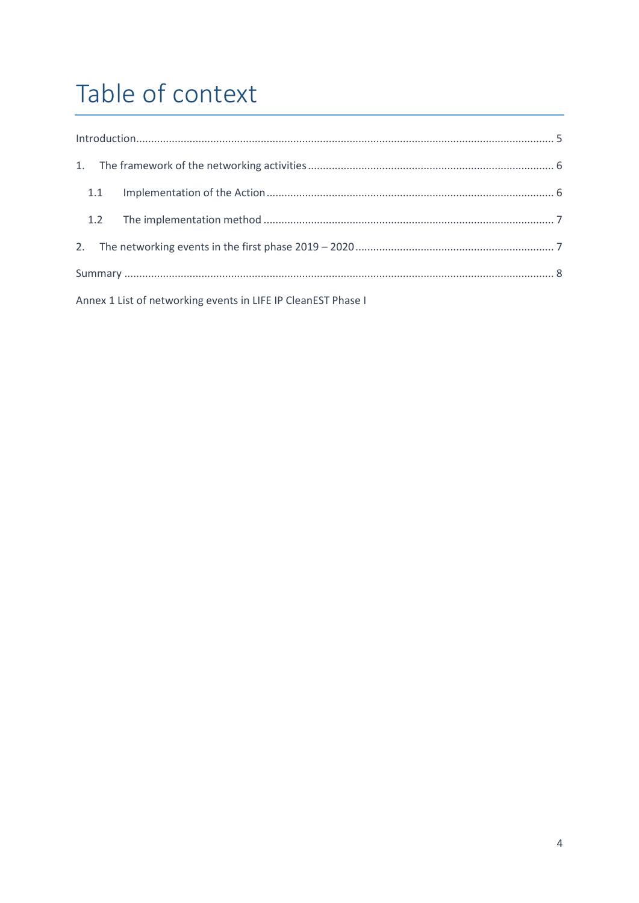# Table of context

Introduction........................................................................................................................................ 5

1. The framework of the networking activities ................................................................................. 6

   1.1 Implementation of the Action ............................................................................................... 6

   1.2 The implementation method ................................................................................................ 7

2. The networking events in the first phase 2019 – 2020 .................................................................. 7

Summary ................................................................................................................................................ 8

Annex 1 List of networking events in LIFE IP CleanEST Phase I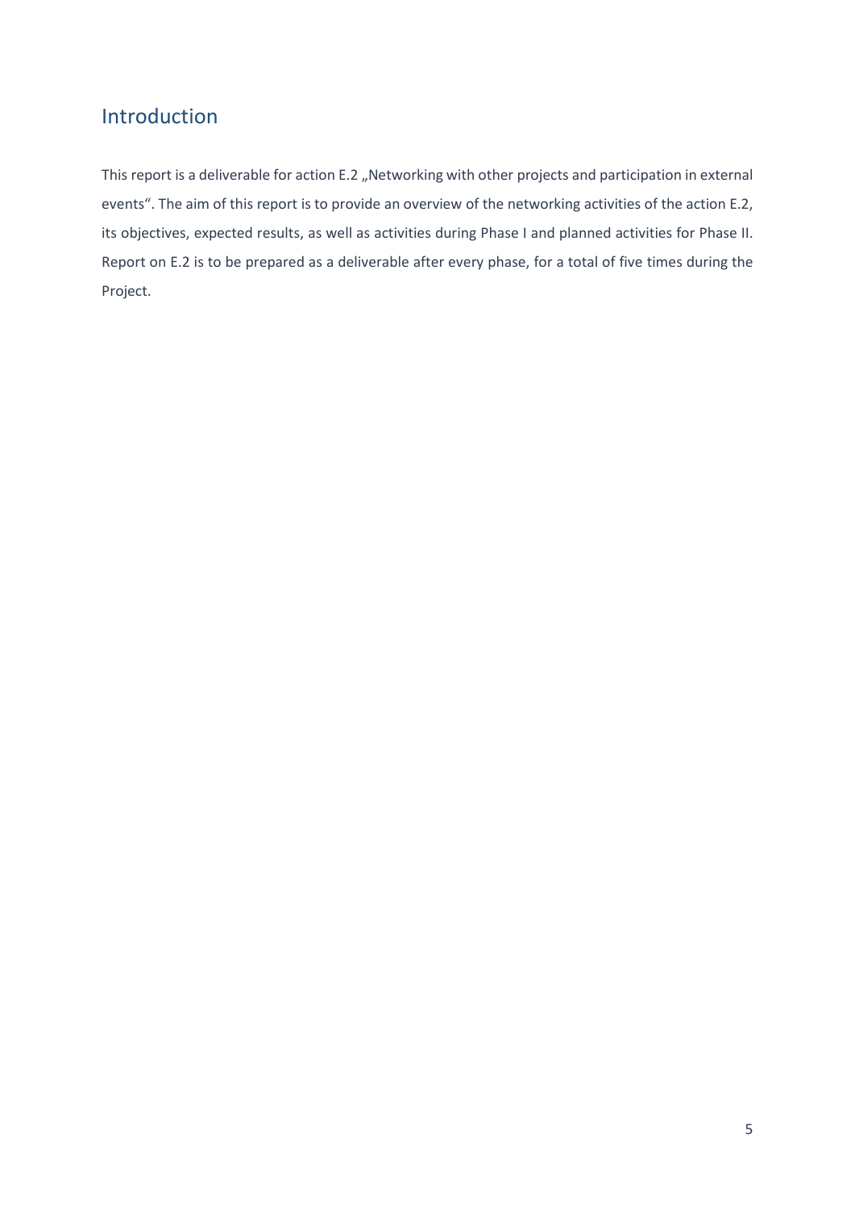## Introduction

This report is a deliverable for action E.2 „Networking with other projects and participation in external events". The aim of this report is to provide an overview of the networking activities of the action E.2, its objectives, expected results, as well as activities during Phase I and planned activities for Phase II. Report on E.2 is to be prepared as a deliverable after every phase, for a total of five times during the Project.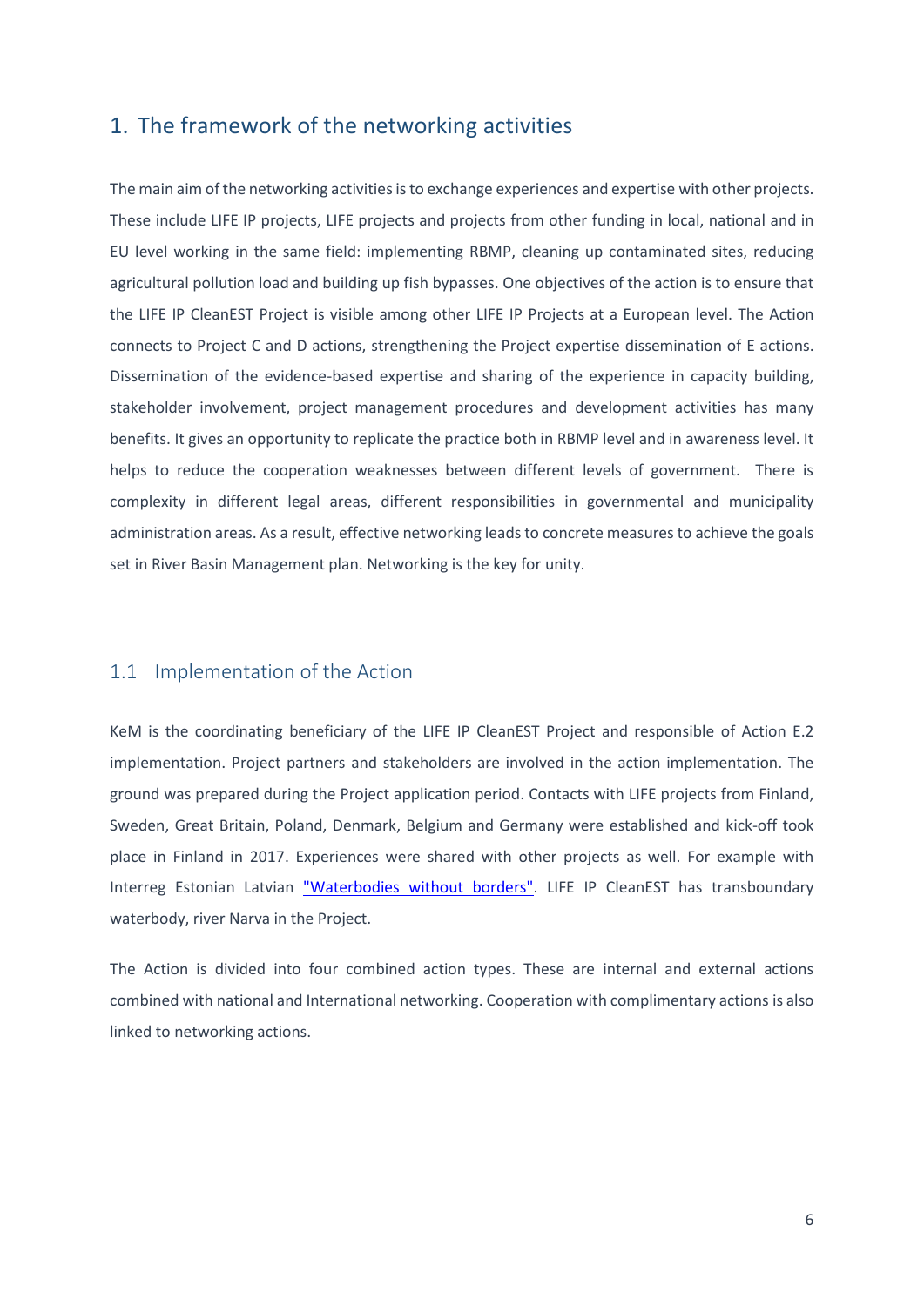# 1. The framework of the networking activities

The main aim of the networking activities is to exchange experiences and expertise with other projects. These include LIFE IP projects, LIFE projects and projects from other funding in local, national and in EU level working in the same field: implementing RBMP, cleaning up contaminated sites, reducing agricultural pollution load and building up fish bypasses. One objectives of the action is to ensure that the LIFE IP CleanEST Project is visible among other LIFE IP Projects at a European level. The Action connects to Project C and D actions, strengthening the Project expertise dissemination of E actions. Dissemination of the evidence-based expertise and sharing of the experience in capacity building, stakeholder involvement, project management procedures and development activities has many benefits. It gives an opportunity to replicate the practice both in RBMP level and in awareness level. It helps to reduce the cooperation weaknesses between different levels of government. There is complexity in different legal areas, different responsibilities in governmental and municipality administration areas. As a result, effective networking leads to concrete measures to achieve the goals set in River Basin Management plan. Networking is the key for unity.

## 1.1 Implementation of the Action

KeM is the coordinating beneficiary of the LIFE IP CleanEST Project and responsible of Action E.2 implementation. Project partners and stakeholders are involved in the action implementation. The ground was prepared during the Project application period. Contacts with LIFE projects from Finland, Sweden, Great Britain, Poland, Denmark, Belgium and Germany were established and kick-off took place in Finland in 2017. Experiences were shared with other projects as well. For example with Interreg Estonian Latvian "Waterbodies without borders". LIFE IP CleanEST has transboundary waterbody, river Narva in the Project.

The Action is divided into four combined action types. These are internal and external actions combined with national and International networking. Cooperation with complimentary actions is also linked to networking actions.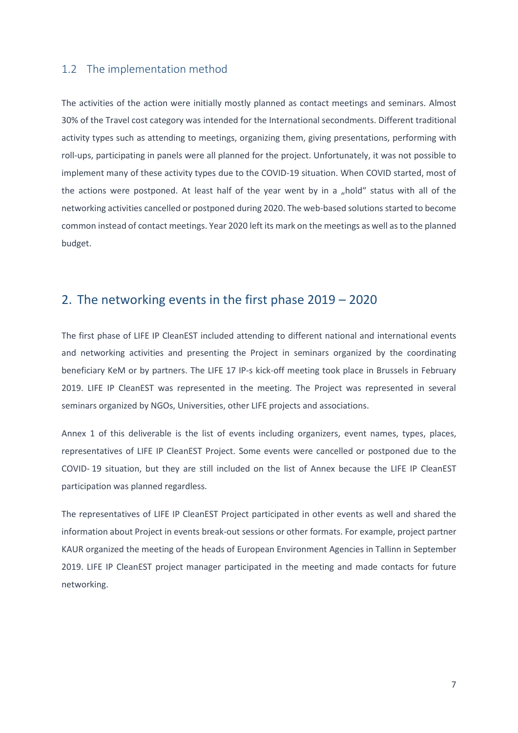## 1.2 The implementation method

The activities of the action were initially mostly planned as contact meetings and seminars. Almost 30% of the Travel cost category was intended for the International secondments. Different traditional activity types such as attending to meetings, organizing them, giving presentations, performing with roll-ups, participating in panels were all planned for the project. Unfortunately, it was not possible to implement many of these activity types due to the COVID-19 situation. When COVID started, most of the actions were postponed. At least half of the year went by in a „hold" status with all of the networking activities cancelled or postponed during 2020. The web-based solutions started to become common instead of contact meetings. Year 2020 left its mark on the meetings as well as to the planned budget.

# 2. The networking events in the first phase 2019 – 2020

The first phase of LIFE IP CleanEST included attending to different national and international events and networking activities and presenting the Project in seminars organized by the coordinating beneficiary KeM or by partners. The LIFE 17 IP-s kick-off meeting took place in Brussels in February 2019. LIFE IP CleanEST was represented in the meeting. The Project was represented in several seminars organized by NGOs, Universities, other LIFE projects and associations.

Annex 1 of this deliverable is the list of events including organizers, event names, types, places, representatives of LIFE IP CleanEST Project. Some events were cancelled or postponed due to the COVID- 19 situation, but they are still included on the list of Annex because the LIFE IP CleanEST participation was planned regardless.

The representatives of LIFE IP CleanEST Project participated in other events as well and shared the information about Project in events break-out sessions or other formats. For example, project partner KAUR organized the meeting of the heads of European Environment Agencies in Tallinn in September 2019. LIFE IP CleanEST project manager participated in the meeting and made contacts for future networking.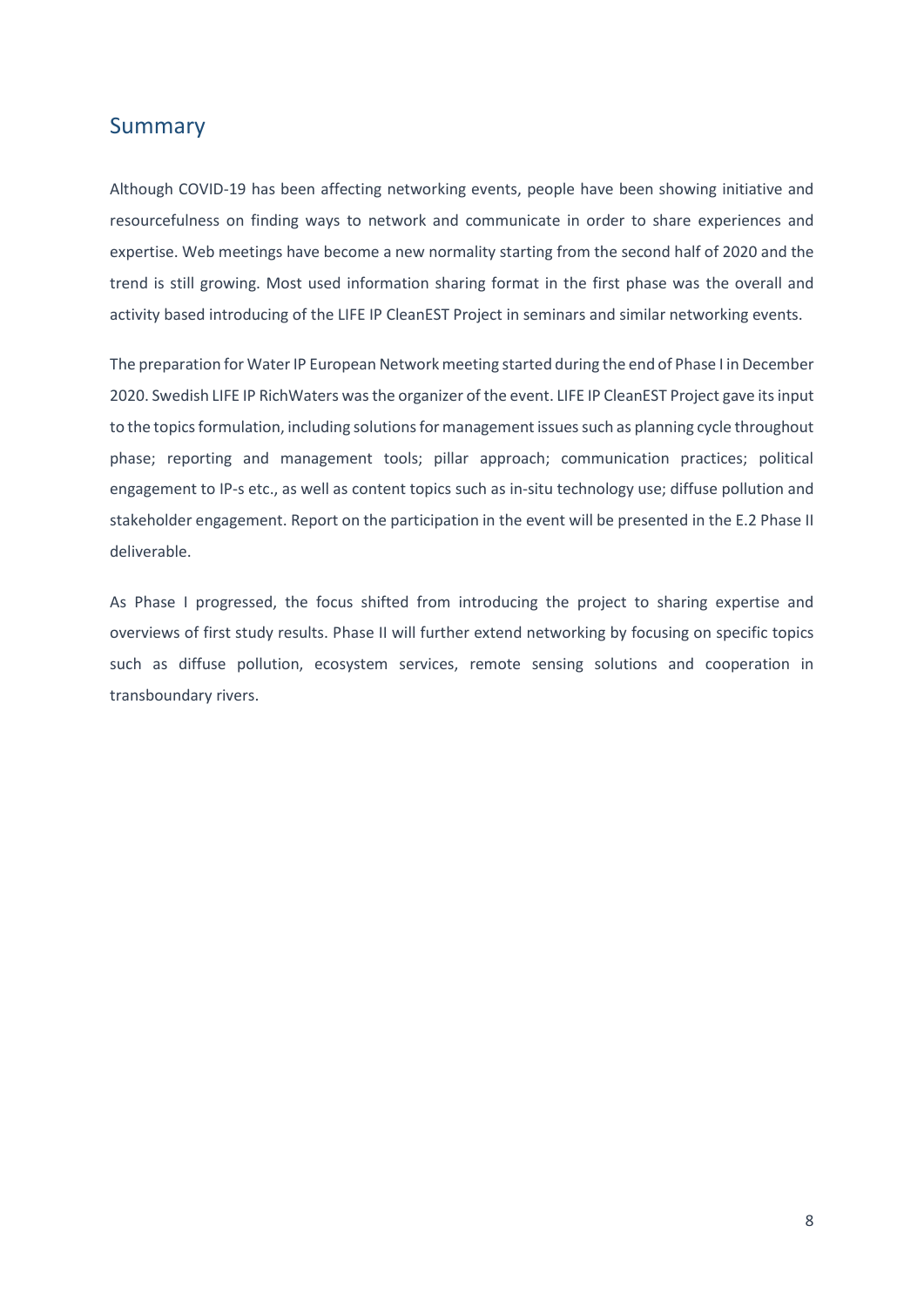## Summary

Although COVID-19 has been affecting networking events, people have been showing initiative and resourcefulness on finding ways to network and communicate in order to share experiences and expertise. Web meetings have become a new normality starting from the second half of 2020 and the trend is still growing. Most used information sharing format in the first phase was the overall and activity based introducing of the LIFE IP CleanEST Project in seminars and similar networking events.

The preparation for Water IP European Network meeting started during the end of Phase I in December 2020. Swedish LIFE IP RichWaters was the organizer of the event. LIFE IP CleanEST Project gave its input to the topics formulation, including solutions for management issues such as planning cycle throughout phase; reporting and management tools; pillar approach; communication practices; political engagement to IP-s etc., as well as content topics such as in-situ technology use; diffuse pollution and stakeholder engagement. Report on the participation in the event will be presented in the E.2 Phase II deliverable.

As Phase I progressed, the focus shifted from introducing the project to sharing expertise and overviews of first study results. Phase II will further extend networking by focusing on specific topics such as diffuse pollution, ecosystem services, remote sensing solutions and cooperation in transboundary rivers.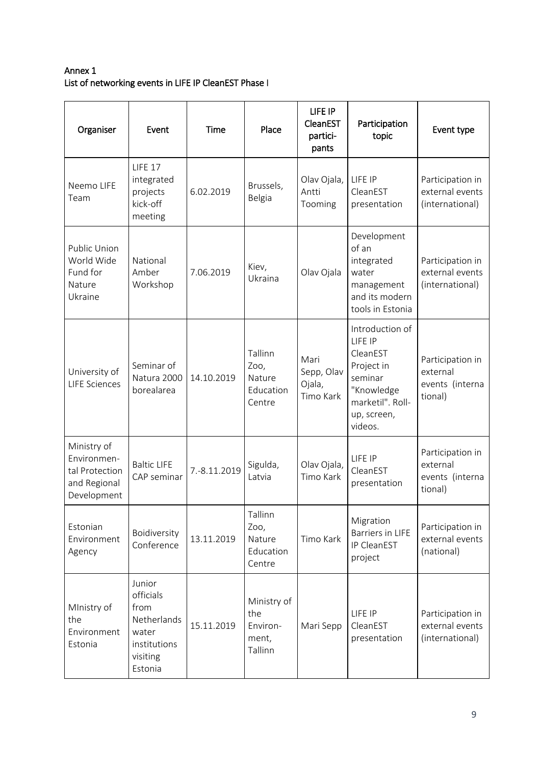**Annex 1**
**List of networking events in LIFE IP CleanEST Phase I**

| Organiser | Event | Time | Place | LIFE IP CleanEST partici-pants | Participation topic | Event type |
|---|---|---|---|---|---|---|
| Neemo LIFE Team | LIFE 17 integrated projects kick-off meeting | 6.02.2019 | Brussels, Belgia | Olav Ojala, Antti Tooming | LIFE IP CleanEST presentation | Participation in external events (international) |
| Public Union World Wide Fund for Nature Ukraine | National Amber Workshop | 7.06.2019 | Kiev, Ukraina | Olav Ojala | Development of an integrated water management and its modern tools in Estonia | Participation in external events (international) |
| University of LIFE Sciences | Seminar of Natura 2000 borealarea | 14.10.2019 | Tallinn Zoo, Nature Education Centre | Mari Sepp, Olav Ojala, Timo Kark | Introduction of LIFE IP CleanEST Project in seminar "Knowledge marketil". Roll-up, screen, videos. | Participation in external events (interna tional) |
| Ministry of Environmen-tal Protection and Regional Development | Baltic LIFE CAP seminar | 7.-8.11.2019 | Sigulda, Latvia | Olav Ojala, Timo Kark | LIFE IP CleanEST presentation | Participation in external events (interna tional) |
| Estonian Environment Agency | Boidiversity Conference | 13.11.2019 | Tallinn Zoo, Nature Education Centre | Timo Kark | Migration Barriers in LIFE IP CleanEST project | Participation in external events (national) |
| MInistry of the Environment Estonia | Junior officials from Netherlands water institutions visiting Estonia | 15.11.2019 | Ministry of the Environ-ment, Tallinn | Mari Sepp | LIFE IP CleanEST presentation | Participation in external events (international) |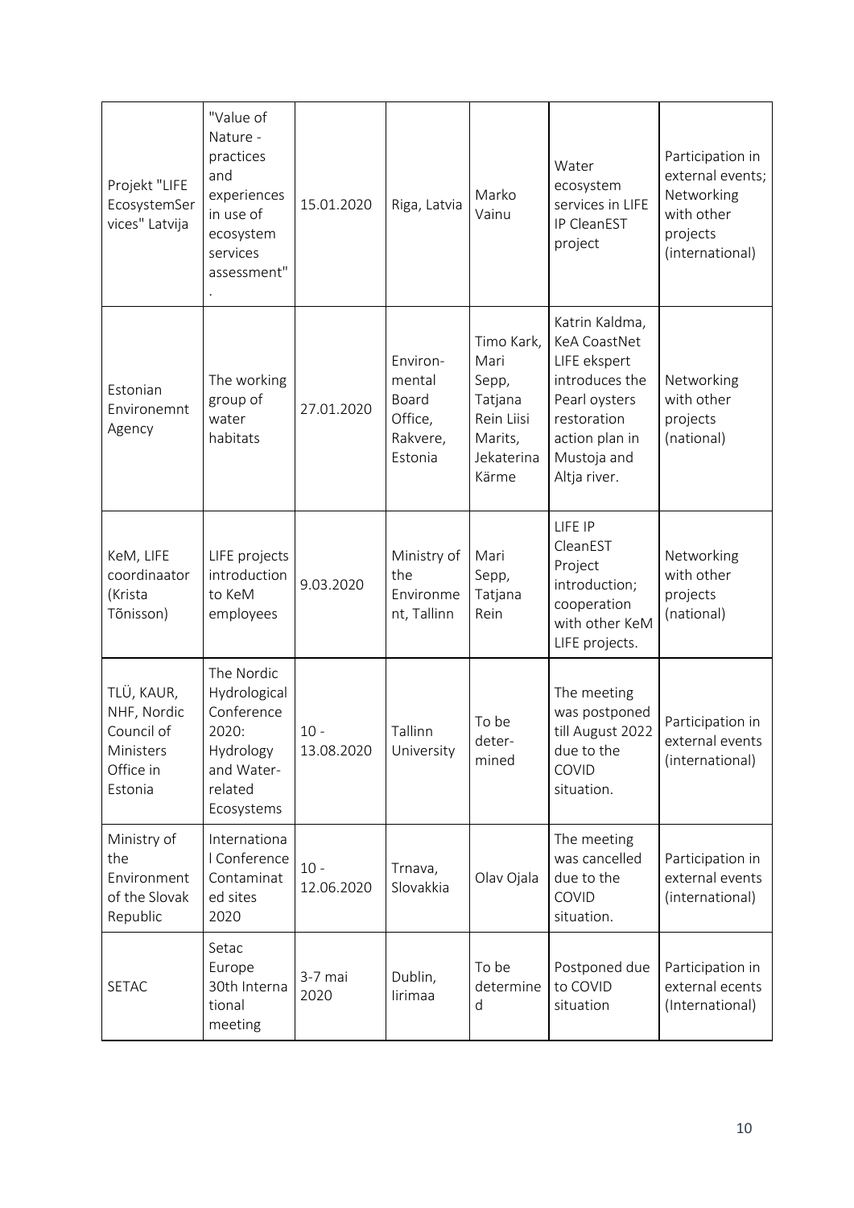| Projekt "LIFE EcosystemServices" Latvija | "Value of Nature - practices and experiences in use of ecosystem services assessment". | 15.01.2020 | Riga, Latvia | Marko Vainu | Water ecosystem services in LIFE IP CleanEST project | Participation in external events; Networking with other projects (international) |
|---|---|---|---|---|---|---|
| Estonian Environemnt Agency | The working group of water habitats | 27.01.2020 | Environmental Board Office, Rakvere, Estonia | Timo Kark, Mari Sepp, Tatjana Rein Liisi Marits, Jekaterina Kärme | Katrin Kaldma, KeA CoastNet LIFE ekspert introduces the Pearl oysters restoration action plan in Mustoja and Altja river. | Networking with other projects (national) |
| KeM, LIFE coordinaator (Krista Tõnisson) | LIFE projects introduction to KeM employees | 9.03.2020 | Ministry of the Environment, Tallinn | Mari Sepp, Tatjana Rein | LIFE IP CleanEST Project introduction; cooperation with other KeM LIFE projects. | Networking with other projects (national) |
| TLÜ, KAUR, NHF, Nordic Council of Ministers Office in Estonia | The Nordic Hydrological Conference 2020: Hydrology and Water-related Ecosystems | 10 - 13.08.2020 | Tallinn University | To be determined | The meeting was postponed till August 2022 due to the COVID situation. | Participation in external events (international) |
| Ministry of the Environment of the Slovak Republic | International Conference Contaminated sites 2020 | 10 - 12.06.2020 | Trnava, Slovakkia | Olav Ojala | The meeting was cancelled due to the COVID situation. | Participation in external events (international) |
| SETAC | Setac Europe 30th International meeting | 3-7 mai 2020 | Dublin, Iirimaa | To be determined | Postponed due to COVID situation | Participation in external ecents (International) |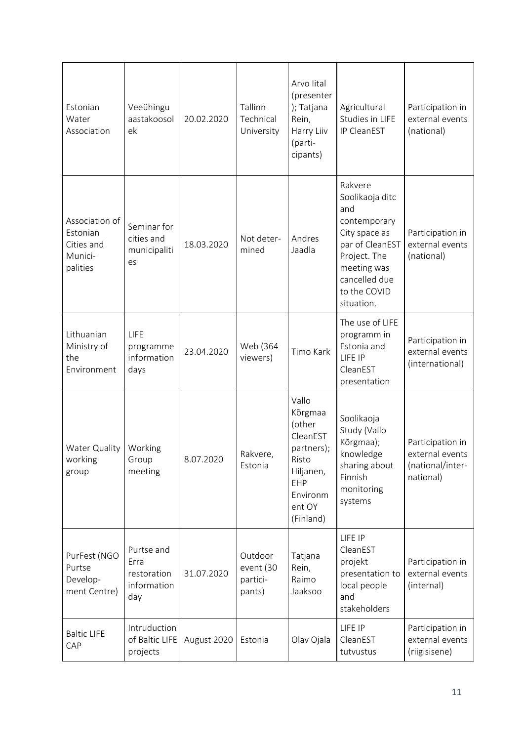| | | | | | | |
|---|---|---|---|---|---|---|
| Estonian Water Association | Veeühingu aastakoosolek | 20.02.2020 | Tallinn Technical University | Arvo Iital (presenter); Tatjana Rein, Harry Liiv (participants) | Agricultural Studies in LIFE IP CleanEST | Participation in external events (national) |
| Association of Estonian Cities and Municipalities | Seminar for cities and municipalities | 18.03.2020 | Not determined | Andres Jaadla | Rakvere Soolikaoja ditc and contemporary City space as par of CleanEST Project. The meeting was cancelled due to the COVID situation. | Participation in external events (national) |
| Lithuanian Ministry of the Environment | LIFE programme information days | 23.04.2020 | Web (364 viewers) | Timo Kark | The use of LIFE programm in Estonia and LIFE IP CleanEST presentation | Participation in external events (international) |
| Water Quality working group | Working Group meeting | 8.07.2020 | Rakvere, Estonia | Vallo Kõrgmaa (other CleanEST partners); Risto Hiljanen, EHP Environment OY (Finland) | Soolikaoja Study (Vallo Kõrgmaa); knowledge sharing about Finnish monitoring systems | Participation in external events (national/international) |
| PurFest (NGO Purtse Development Centre) | Purtse and Erra restoration information day | 31.07.2020 | Outdoor event (30 participants) | Tatjana Rein, Raimo Jaaksoo | LIFE IP CleanEST projekt presentation to local people and stakeholders | Participation in external events (internal) |
| Baltic LIFE CAP | Intruduction of Baltic LIFE projects | August 2020 | Estonia | Olav Ojala | LIFE IP CleanEST tutvustus | Participation in external events (riigisisene) |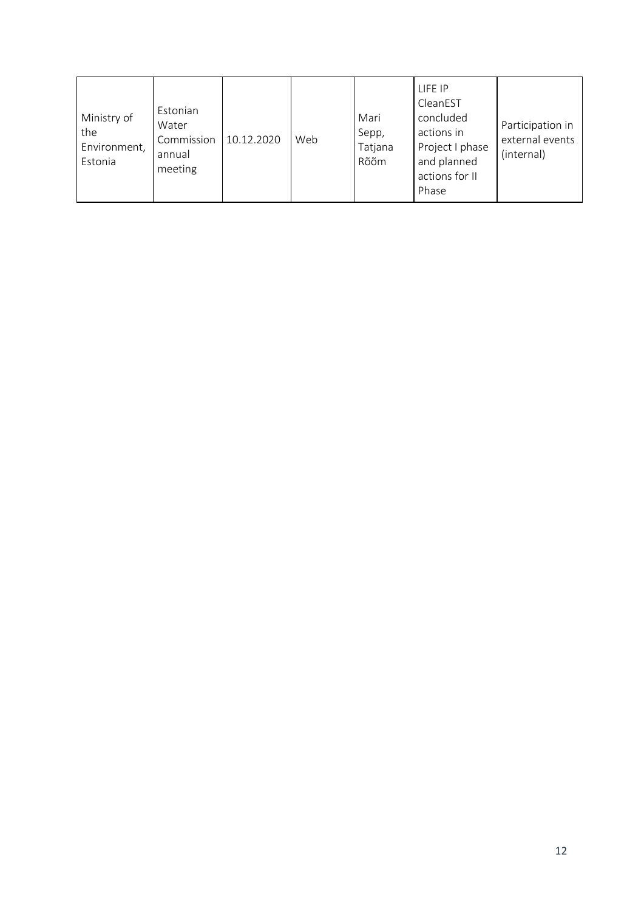| | | | | | | |
|---|---|---|---|---|---|---|
| Ministry of the Environment, Estonia | Estonian Water Commission annual meeting | 10.12.2020 | Web | Mari Sepp, Tatjana Rõõm | LIFE IP CleanEST concluded actions in Project I phase and planned actions for II Phase | Participation in external events (internal) |